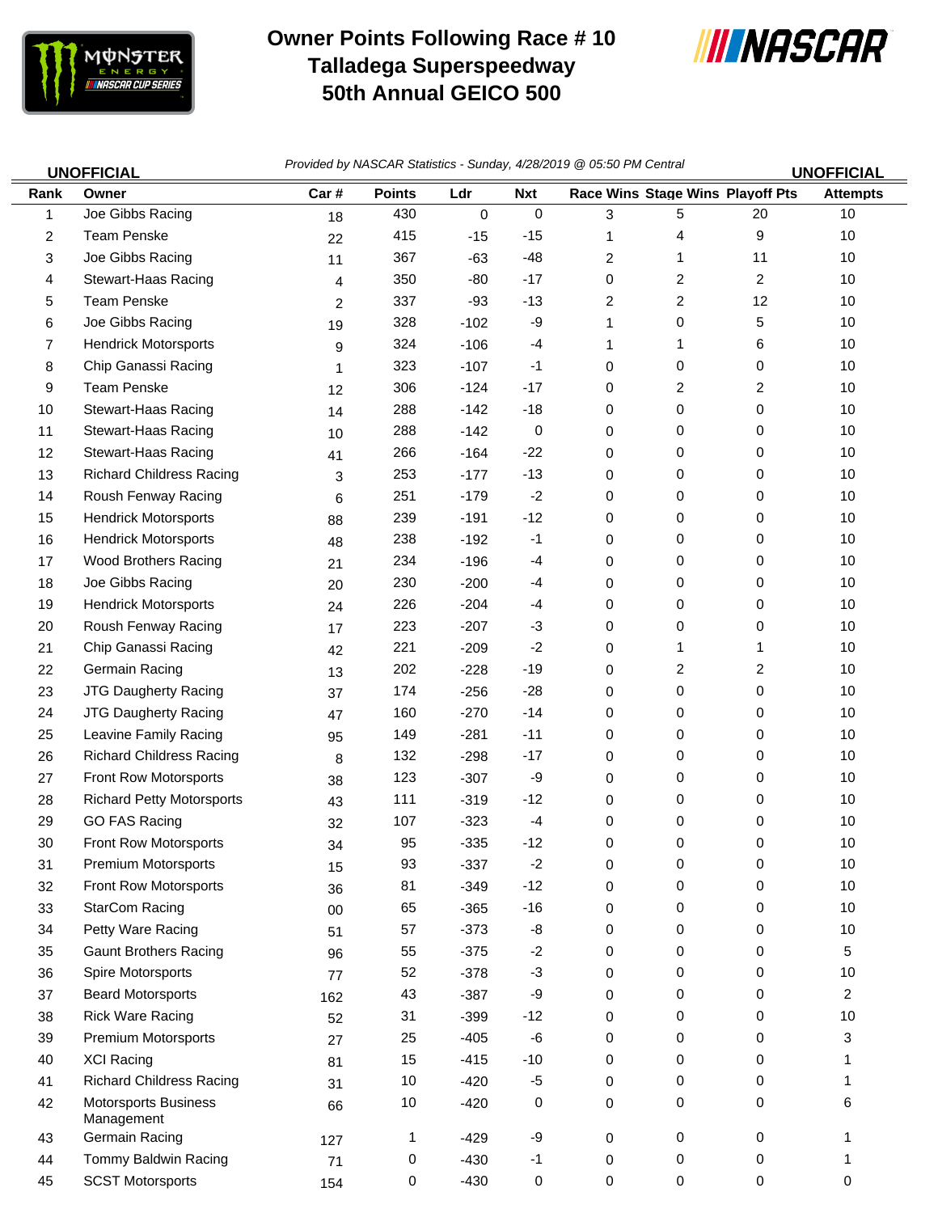# Owner Points Following Race # 10
# Talladega Superspeedway
# 50th Annual GEICO 500

**UNOFFICIAL**

*Provided by NASCAR Statistics - Sunday, 4/28/2019 @ 05:50 PM Central*

**UNOFFICIAL**

| Rank | Owner | Car # | Points | Ldr | Nxt | Race Wins | Stage Wins | Playoff Pts | Attempts |
|---|---|---|---|---|---|---|---|---|---|
| 1 | Joe Gibbs Racing | 18 | 430 | 0 | 0 | 3 | 5 | 20 | 10 |
| 2 | Team Penske | 22 | 415 | -15 | -15 | 1 | 4 | 9 | 10 |
| 3 | Joe Gibbs Racing | 11 | 367 | -63 | -48 | 2 | 1 | 11 | 10 |
| 4 | Stewart-Haas Racing | 4 | 350 | -80 | -17 | 0 | 2 | 2 | 10 |
| 5 | Team Penske | 2 | 337 | -93 | -13 | 2 | 2 | 12 | 10 |
| 6 | Joe Gibbs Racing | 19 | 328 | -102 | -9 | 1 | 0 | 5 | 10 |
| 7 | Hendrick Motorsports | 9 | 324 | -106 | -4 | 1 | 1 | 6 | 10 |
| 8 | Chip Ganassi Racing | 1 | 323 | -107 | -1 | 0 | 0 | 0 | 10 |
| 9 | Team Penske | 12 | 306 | -124 | -17 | 0 | 2 | 2 | 10 |
| 10 | Stewart-Haas Racing | 14 | 288 | -142 | -18 | 0 | 0 | 0 | 10 |
| 11 | Stewart-Haas Racing | 10 | 288 | -142 | 0 | 0 | 0 | 0 | 10 |
| 12 | Stewart-Haas Racing | 41 | 266 | -164 | -22 | 0 | 0 | 0 | 10 |
| 13 | Richard Childress Racing | 3 | 253 | -177 | -13 | 0 | 0 | 0 | 10 |
| 14 | Roush Fenway Racing | 6 | 251 | -179 | -2 | 0 | 0 | 0 | 10 |
| 15 | Hendrick Motorsports | 88 | 239 | -191 | -12 | 0 | 0 | 0 | 10 |
| 16 | Hendrick Motorsports | 48 | 238 | -192 | -1 | 0 | 0 | 0 | 10 |
| 17 | Wood Brothers Racing | 21 | 234 | -196 | -4 | 0 | 0 | 0 | 10 |
| 18 | Joe Gibbs Racing | 20 | 230 | -200 | -4 | 0 | 0 | 0 | 10 |
| 19 | Hendrick Motorsports | 24 | 226 | -204 | -4 | 0 | 0 | 0 | 10 |
| 20 | Roush Fenway Racing | 17 | 223 | -207 | -3 | 0 | 0 | 0 | 10 |
| 21 | Chip Ganassi Racing | 42 | 221 | -209 | -2 | 0 | 1 | 1 | 10 |
| 22 | Germain Racing | 13 | 202 | -228 | -19 | 0 | 2 | 2 | 10 |
| 23 | JTG Daugherty Racing | 37 | 174 | -256 | -28 | 0 | 0 | 0 | 10 |
| 24 | JTG Daugherty Racing | 47 | 160 | -270 | -14 | 0 | 0 | 0 | 10 |
| 25 | Leavine Family Racing | 95 | 149 | -281 | -11 | 0 | 0 | 0 | 10 |
| 26 | Richard Childress Racing | 8 | 132 | -298 | -17 | 0 | 0 | 0 | 10 |
| 27 | Front Row Motorsports | 38 | 123 | -307 | -9 | 0 | 0 | 0 | 10 |
| 28 | Richard Petty Motorsports | 43 | 111 | -319 | -12 | 0 | 0 | 0 | 10 |
| 29 | GO FAS Racing | 32 | 107 | -323 | -4 | 0 | 0 | 0 | 10 |
| 30 | Front Row Motorsports | 34 | 95 | -335 | -12 | 0 | 0 | 0 | 10 |
| 31 | Premium Motorsports | 15 | 93 | -337 | -2 | 0 | 0 | 0 | 10 |
| 32 | Front Row Motorsports | 36 | 81 | -349 | -12 | 0 | 0 | 0 | 10 |
| 33 | StarCom Racing | 00 | 65 | -365 | -16 | 0 | 0 | 0 | 10 |
| 34 | Petty Ware Racing | 51 | 57 | -373 | -8 | 0 | 0 | 0 | 10 |
| 35 | Gaunt Brothers Racing | 96 | 55 | -375 | -2 | 0 | 0 | 0 | 5 |
| 36 | Spire Motorsports | 77 | 52 | -378 | -3 | 0 | 0 | 0 | 10 |
| 37 | Beard Motorsports | 162 | 43 | -387 | -9 | 0 | 0 | 0 | 2 |
| 38 | Rick Ware Racing | 52 | 31 | -399 | -12 | 0 | 0 | 0 | 10 |
| 39 | Premium Motorsports | 27 | 25 | -405 | -6 | 0 | 0 | 0 | 3 |
| 40 | XCI Racing | 81 | 15 | -415 | -10 | 0 | 0 | 0 | 1 |
| 41 | Richard Childress Racing | 31 | 10 | -420 | -5 | 0 | 0 | 0 | 1 |
| 42 | Motorsports Business Management | 66 | 10 | -420 | 0 | 0 | 0 | 0 | 6 |
| 43 | Germain Racing | 127 | 1 | -429 | -9 | 0 | 0 | 0 | 1 |
| 44 | Tommy Baldwin Racing | 71 | 0 | -430 | -1 | 0 | 0 | 0 | 1 |
| 45 | SCST Motorsports | 154 | 0 | -430 | 0 | 0 | 0 | 0 | 0 |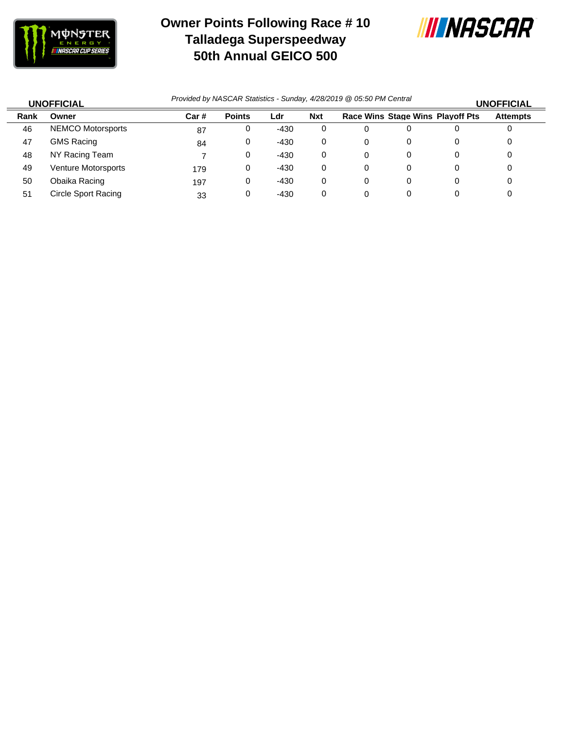# Owner Points Following Race # 10
# Talladega Superspeedway
# 50th Annual GEICO 500

**UNOFFICIAL** *Provided by NASCAR Statistics - Sunday, 4/28/2019 @ 05:50 PM Central* **UNOFFICIAL**

| Rank | Owner | Car # | Points | Ldr | Nxt | Race Wins | Stage Wins | Playoff Pts | Attempts |
|---|---|---|---|---|---|---|---|---|---|
| 46 | NEMCO Motorsports | 87 | 0 | -430 | 0 | 0 | 0 | 0 | 0 |
| 47 | GMS Racing | 84 | 0 | -430 | 0 | 0 | 0 | 0 | 0 |
| 48 | NY Racing Team | 7 | 0 | -430 | 0 | 0 | 0 | 0 | 0 |
| 49 | Venture Motorsports | 179 | 0 | -430 | 0 | 0 | 0 | 0 | 0 |
| 50 | Obaika Racing | 197 | 0 | -430 | 0 | 0 | 0 | 0 | 0 |
| 51 | Circle Sport Racing | 33 | 0 | -430 | 0 | 0 | 0 | 0 | 0 |